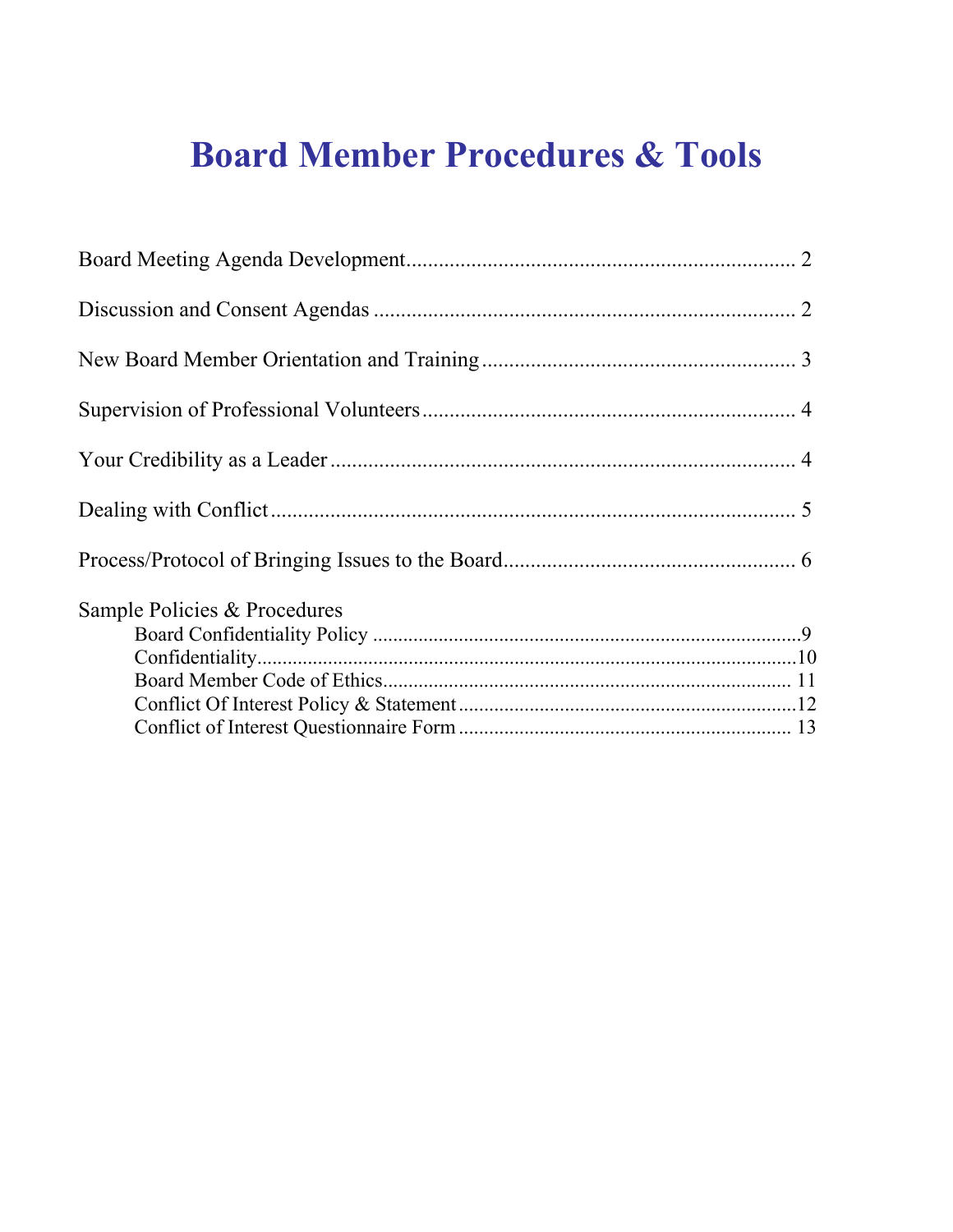# Board Member Procedures & Tools

Board Meeting Agenda Development........................................................................ 2

Discussion and Consent Agendas ............................................................................. 2

New Board Member Orientation and Training .......................................................... 3

Supervision of Professional Volunteers ..................................................................... 4

Your Credibility as a Leader ...................................................................................... 4

Dealing with Conflict .................................................................................................. 5

Process/Protocol of Bringing Issues to the Board...................................................... 6

Sample Policies & Procedures

- Board Confidentiality Policy ....................................................................................9
- Confidentiality..........................................................................................................10
- Board Member Code of Ethics................................................................................ 11
- Conflict Of Interest Policy & Statement ..................................................................12
- Conflict of Interest Questionnaire Form ................................................................. 13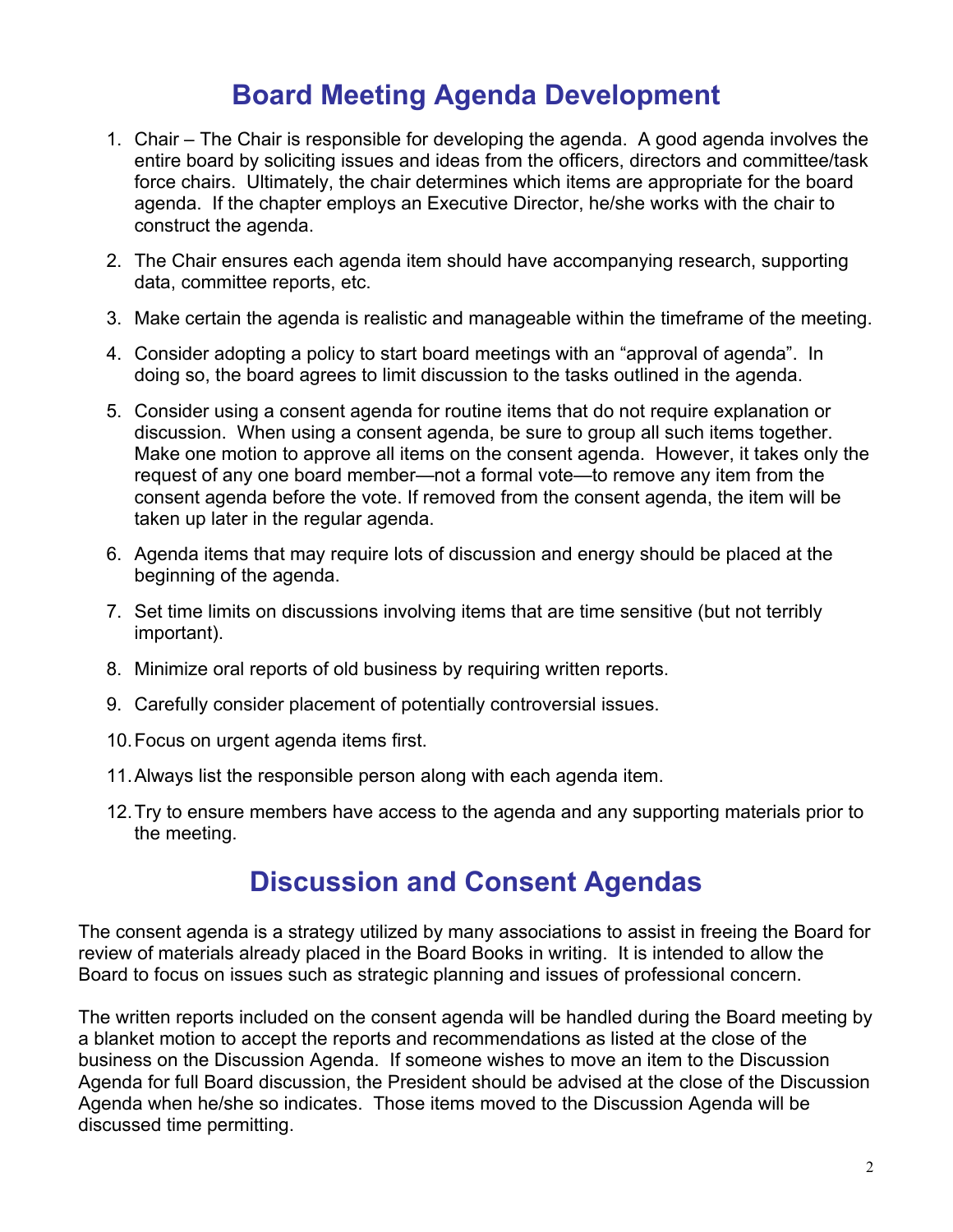## Board Meeting Agenda Development

1. Chair – The Chair is responsible for developing the agenda. A good agenda involves the entire board by soliciting issues and ideas from the officers, directors and committee/task force chairs. Ultimately, the chair determines which items are appropriate for the board agenda. If the chapter employs an Executive Director, he/she works with the chair to construct the agenda.

2. The Chair ensures each agenda item should have accompanying research, supporting data, committee reports, etc.

3. Make certain the agenda is realistic and manageable within the timeframe of the meeting.

4. Consider adopting a policy to start board meetings with an "approval of agenda". In doing so, the board agrees to limit discussion to the tasks outlined in the agenda.

5. Consider using a consent agenda for routine items that do not require explanation or discussion. When using a consent agenda, be sure to group all such items together. Make one motion to approve all items on the consent agenda. However, it takes only the request of any one board member—not a formal vote—to remove any item from the consent agenda before the vote. If removed from the consent agenda, the item will be taken up later in the regular agenda.

6. Agenda items that may require lots of discussion and energy should be placed at the beginning of the agenda.

7. Set time limits on discussions involving items that are time sensitive (but not terribly important).

8. Minimize oral reports of old business by requiring written reports.

9. Carefully consider placement of potentially controversial issues.

10. Focus on urgent agenda items first.

11. Always list the responsible person along with each agenda item.

12. Try to ensure members have access to the agenda and any supporting materials prior to the meeting.

## Discussion and Consent Agendas

The consent agenda is a strategy utilized by many associations to assist in freeing the Board for review of materials already placed in the Board Books in writing. It is intended to allow the Board to focus on issues such as strategic planning and issues of professional concern.

The written reports included on the consent agenda will be handled during the Board meeting by a blanket motion to accept the reports and recommendations as listed at the close of the business on the Discussion Agenda. If someone wishes to move an item to the Discussion Agenda for full Board discussion, the President should be advised at the close of the Discussion Agenda when he/she so indicates. Those items moved to the Discussion Agenda will be discussed time permitting.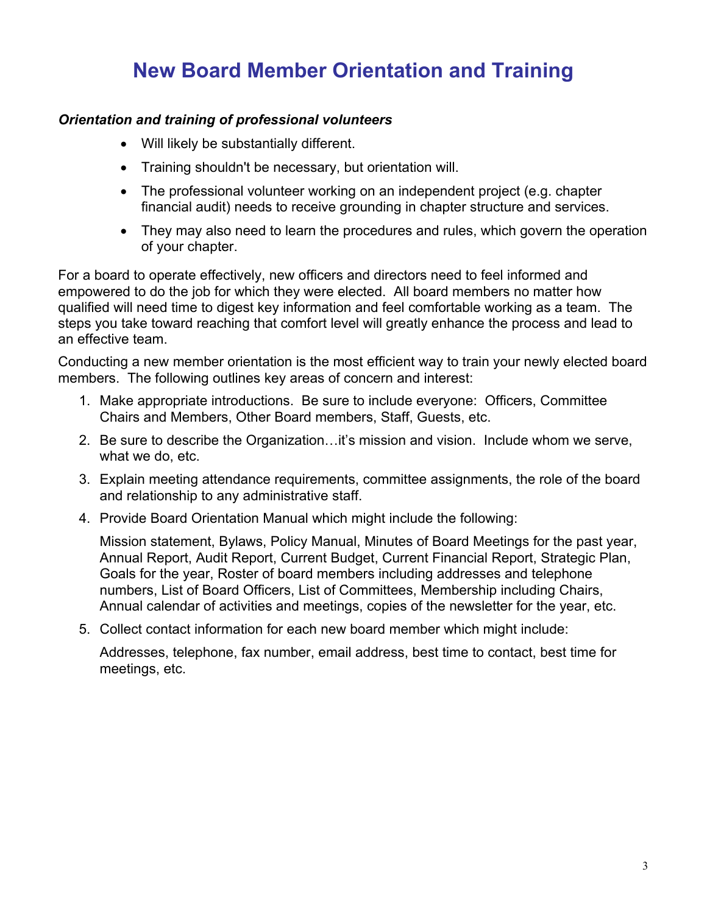# New Board Member Orientation and Training

***Orientation and training of professional volunteers***

- Will likely be substantially different.
- Training shouldn't be necessary, but orientation will.
- The professional volunteer working on an independent project (e.g. chapter financial audit) needs to receive grounding in chapter structure and services.
- They may also need to learn the procedures and rules, which govern the operation of your chapter.

For a board to operate effectively, new officers and directors need to feel informed and empowered to do the job for which they were elected. All board members no matter how qualified will need time to digest key information and feel comfortable working as a team. The steps you take toward reaching that comfort level will greatly enhance the process and lead to an effective team.

Conducting a new member orientation is the most efficient way to train your newly elected board members. The following outlines key areas of concern and interest:

1. Make appropriate introductions. Be sure to include everyone: Officers, Committee Chairs and Members, Other Board members, Staff, Guests, etc.
2. Be sure to describe the Organization…it's mission and vision. Include whom we serve, what we do, etc.
3. Explain meeting attendance requirements, committee assignments, the role of the board and relationship to any administrative staff.
4. Provide Board Orientation Manual which might include the following:

   Mission statement, Bylaws, Policy Manual, Minutes of Board Meetings for the past year, Annual Report, Audit Report, Current Budget, Current Financial Report, Strategic Plan, Goals for the year, Roster of board members including addresses and telephone numbers, List of Board Officers, List of Committees, Membership including Chairs, Annual calendar of activities and meetings, copies of the newsletter for the year, etc.

5. Collect contact information for each new board member which might include:

   Addresses, telephone, fax number, email address, best time to contact, best time for meetings, etc.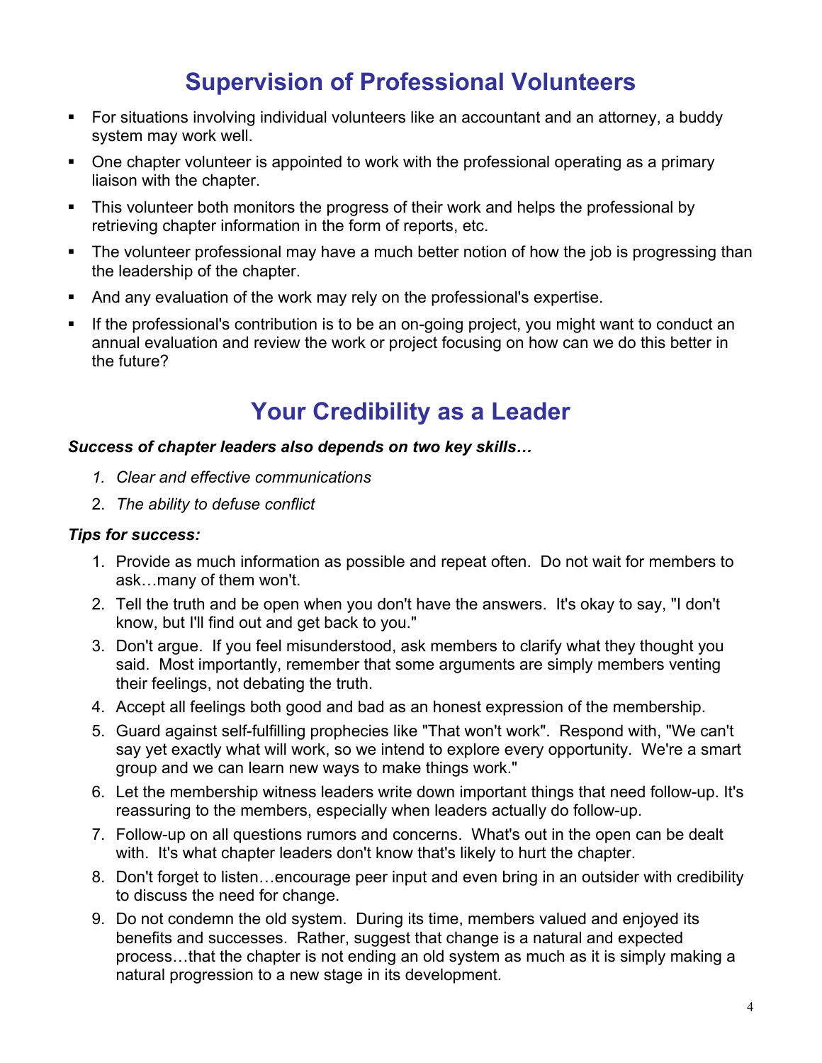## Supervision of Professional Volunteers

- For situations involving individual volunteers like an accountant and an attorney, a buddy system may work well.
- One chapter volunteer is appointed to work with the professional operating as a primary liaison with the chapter.
- This volunteer both monitors the progress of their work and helps the professional by retrieving chapter information in the form of reports, etc.
- The volunteer professional may have a much better notion of how the job is progressing than the leadership of the chapter.
- And any evaluation of the work may rely on the professional's expertise.
- If the professional's contribution is to be an on-going project, you might want to conduct an annual evaluation and review the work or project focusing on how can we do this better in the future?

## Your Credibility as a Leader

***Success of chapter leaders also depends on two key skills…***

1. *Clear and effective communications*
2. *The ability to defuse conflict*

***Tips for success:***

1. Provide as much information as possible and repeat often. Do not wait for members to ask…many of them won't.
2. Tell the truth and be open when you don't have the answers. It's okay to say, "I don't know, but I'll find out and get back to you."
3. Don't argue. If you feel misunderstood, ask members to clarify what they thought you said. Most importantly, remember that some arguments are simply members venting their feelings, not debating the truth.
4. Accept all feelings both good and bad as an honest expression of the membership.
5. Guard against self-fulfilling prophecies like "That won't work". Respond with, "We can't say yet exactly what will work, so we intend to explore every opportunity. We're a smart group and we can learn new ways to make things work."
6. Let the membership witness leaders write down important things that need follow-up. It's reassuring to the members, especially when leaders actually do follow-up.
7. Follow-up on all questions rumors and concerns. What's out in the open can be dealt with. It's what chapter leaders don't know that's likely to hurt the chapter.
8. Don't forget to listen…encourage peer input and even bring in an outsider with credibility to discuss the need for change.
9. Do not condemn the old system. During its time, members valued and enjoyed its benefits and successes. Rather, suggest that change is a natural and expected process…that the chapter is not ending an old system as much as it is simply making a natural progression to a new stage in its development.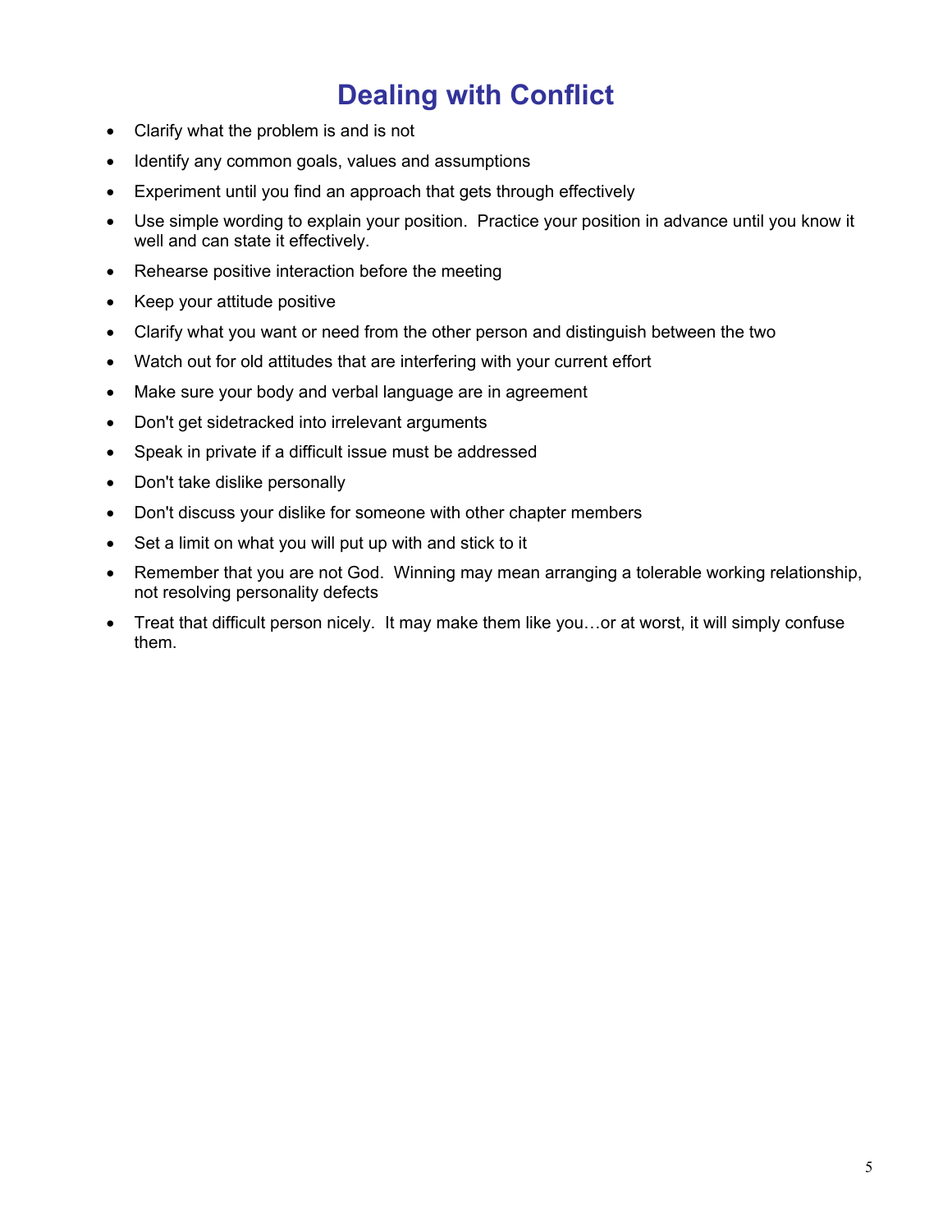# Dealing with Conflict

- Clarify what the problem is and is not
- Identify any common goals, values and assumptions
- Experiment until you find an approach that gets through effectively
- Use simple wording to explain your position. Practice your position in advance until you know it well and can state it effectively.
- Rehearse positive interaction before the meeting
- Keep your attitude positive
- Clarify what you want or need from the other person and distinguish between the two
- Watch out for old attitudes that are interfering with your current effort
- Make sure your body and verbal language are in agreement
- Don't get sidetracked into irrelevant arguments
- Speak in private if a difficult issue must be addressed
- Don't take dislike personally
- Don't discuss your dislike for someone with other chapter members
- Set a limit on what you will put up with and stick to it
- Remember that you are not God. Winning may mean arranging a tolerable working relationship, not resolving personality defects
- Treat that difficult person nicely. It may make them like you…or at worst, it will simply confuse them.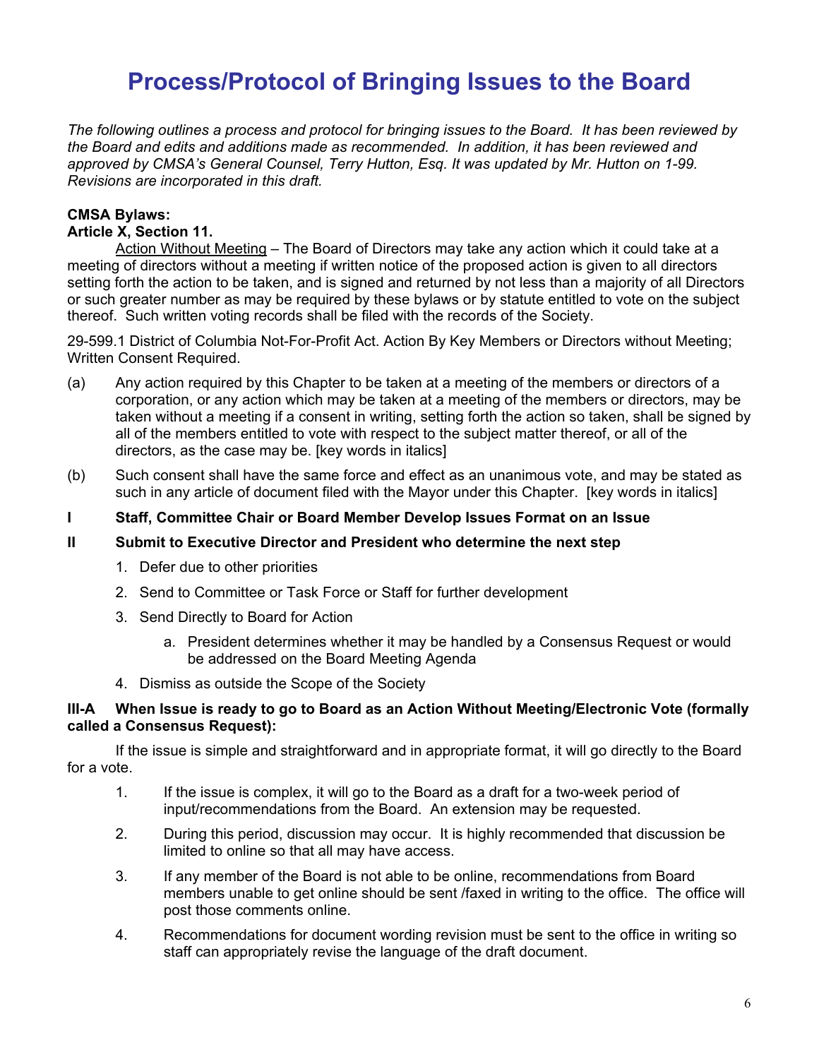# Process/Protocol of Bringing Issues to the Board

*The following outlines a process and protocol for bringing issues to the Board. It has been reviewed by the Board and edits and additions made as recommended. In addition, it has been reviewed and approved by CMSA's General Counsel, Terry Hutton, Esq. It was updated by Mr. Hutton on 1-99. Revisions are incorporated in this draft.*

**CMSA Bylaws:**
**Article X, Section 11.**

Action Without Meeting – The Board of Directors may take any action which it could take at a meeting of directors without a meeting if written notice of the proposed action is given to all directors setting forth the action to be taken, and is signed and returned by not less than a majority of all Directors or such greater number as may be required by these bylaws or by statute entitled to vote on the subject thereof. Such written voting records shall be filed with the records of the Society.

29-599.1 District of Columbia Not-For-Profit Act. Action By Key Members or Directors without Meeting; Written Consent Required.

(a) Any action required by this Chapter to be taken at a meeting of the members or directors of a corporation, or any action which may be taken at a meeting of the members or directors, may be taken without a meeting if a consent in writing, setting forth the action so taken, shall be signed by all of the members entitled to vote with respect to the subject matter thereof, or all of the directors, as the case may be. [key words in italics]

(b) Such consent shall have the same force and effect as an unanimous vote, and may be stated as such in any article of document filed with the Mayor under this Chapter. [key words in italics]

**I Staff, Committee Chair or Board Member Develop Issues Format on an Issue**

**II Submit to Executive Director and President who determine the next step**

1. Defer due to other priorities
2. Send to Committee or Task Force or Staff for further development
3. Send Directly to Board for Action
   a. President determines whether it may be handled by a Consensus Request or would be addressed on the Board Meeting Agenda
4. Dismiss as outside the Scope of the Society

**III-A When Issue is ready to go to Board as an Action Without Meeting/Electronic Vote (formally called a Consensus Request):**

If the issue is simple and straightforward and in appropriate format, it will go directly to the Board for a vote.

1. If the issue is complex, it will go to the Board as a draft for a two-week period of input/recommendations from the Board. An extension may be requested.
2. During this period, discussion may occur. It is highly recommended that discussion be limited to online so that all may have access.
3. If any member of the Board is not able to be online, recommendations from Board members unable to get online should be sent /faxed in writing to the office. The office will post those comments online.
4. Recommendations for document wording revision must be sent to the office in writing so staff can appropriately revise the language of the draft document.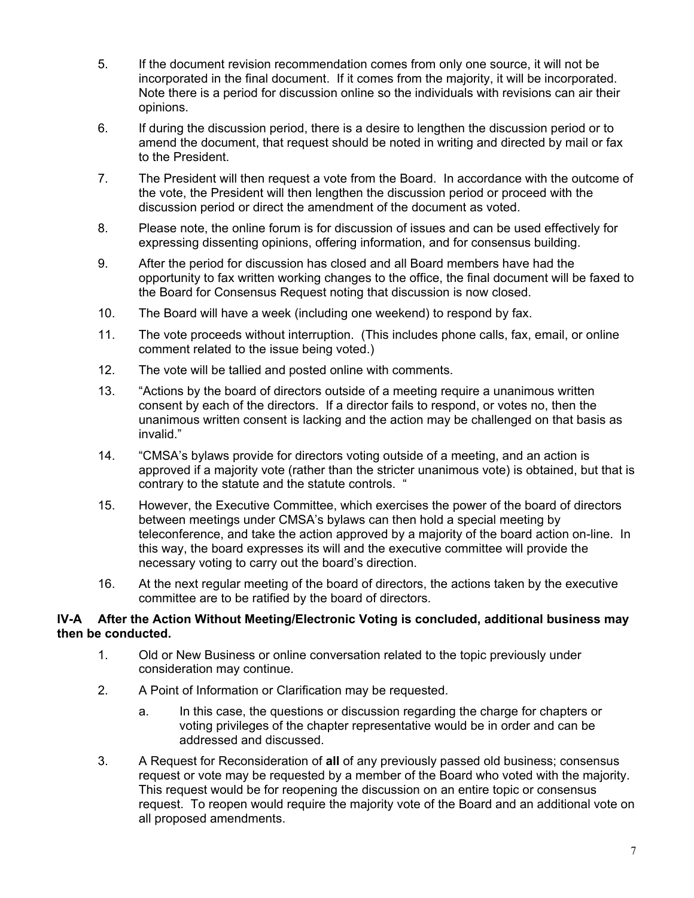5. If the document revision recommendation comes from only one source, it will not be incorporated in the final document. If it comes from the majority, it will be incorporated. Note there is a period for discussion online so the individuals with revisions can air their opinions.

6. If during the discussion period, there is a desire to lengthen the discussion period or to amend the document, that request should be noted in writing and directed by mail or fax to the President.

7. The President will then request a vote from the Board. In accordance with the outcome of the vote, the President will then lengthen the discussion period or proceed with the discussion period or direct the amendment of the document as voted.

8. Please note, the online forum is for discussion of issues and can be used effectively for expressing dissenting opinions, offering information, and for consensus building.

9. After the period for discussion has closed and all Board members have had the opportunity to fax written working changes to the office, the final document will be faxed to the Board for Consensus Request noting that discussion is now closed.

10. The Board will have a week (including one weekend) to respond by fax.

11. The vote proceeds without interruption. (This includes phone calls, fax, email, or online comment related to the issue being voted.)

12. The vote will be tallied and posted online with comments.

13. "Actions by the board of directors outside of a meeting require a unanimous written consent by each of the directors. If a director fails to respond, or votes no, then the unanimous written consent is lacking and the action may be challenged on that basis as invalid."

14. "CMSA's bylaws provide for directors voting outside of a meeting, and an action is approved if a majority vote (rather than the stricter unanimous vote) is obtained, but that is contrary to the statute and the statute controls. "

15. However, the Executive Committee, which exercises the power of the board of directors between meetings under CMSA's bylaws can then hold a special meeting by teleconference, and take the action approved by a majority of the board action on-line. In this way, the board expresses its will and the executive committee will provide the necessary voting to carry out the board's direction.

16. At the next regular meeting of the board of directors, the actions taken by the executive committee are to be ratified by the board of directors.

**IV-A After the Action Without Meeting/Electronic Voting is concluded, additional business may then be conducted.**

1. Old or New Business or online conversation related to the topic previously under consideration may continue.

2. A Point of Information or Clarification may be requested.

   a. In this case, the questions or discussion regarding the charge for chapters or voting privileges of the chapter representative would be in order and can be addressed and discussed.

3. A Request for Reconsideration of **all** of any previously passed old business; consensus request or vote may be requested by a member of the Board who voted with the majority. This request would be for reopening the discussion on an entire topic or consensus request. To reopen would require the majority vote of the Board and an additional vote on all proposed amendments.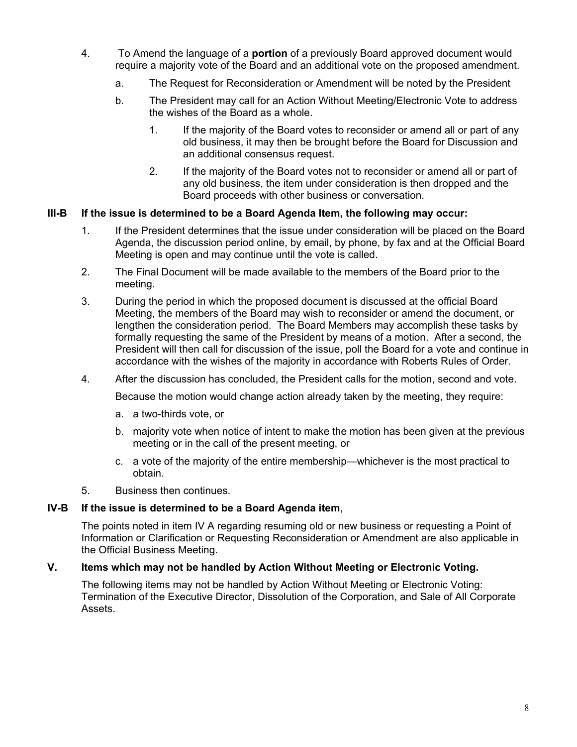4. To Amend the language of a **portion** of a previously Board approved document would require a majority vote of the Board and an additional vote on the proposed amendment.

    a. The Request for Reconsideration or Amendment will be noted by the President

    b. The President may call for an Action Without Meeting/Electronic Vote to address the wishes of the Board as a whole.

        1. If the majority of the Board votes to reconsider or amend all or part of any old business, it may then be brought before the Board for Discussion and an additional consensus request.

        2. If the majority of the Board votes not to reconsider or amend all or part of any old business, the item under consideration is then dropped and the Board proceeds with other business or conversation.

**III-B If the issue is determined to be a Board Agenda Item, the following may occur:**

1. If the President determines that the issue under consideration will be placed on the Board Agenda, the discussion period online, by email, by phone, by fax and at the Official Board Meeting is open and may continue until the vote is called.

2. The Final Document will be made available to the members of the Board prior to the meeting.

3. During the period in which the proposed document is discussed at the official Board Meeting, the members of the Board may wish to reconsider or amend the document, or lengthen the consideration period. The Board Members may accomplish these tasks by formally requesting the same of the President by means of a motion. After a second, the President will then call for discussion of the issue, poll the Board for a vote and continue in accordance with the wishes of the majority in accordance with Roberts Rules of Order.

4. After the discussion has concluded, the President calls for the motion, second and vote.

    Because the motion would change action already taken by the meeting, they require:

    a. a two-thirds vote, or

    b. majority vote when notice of intent to make the motion has been given at the previous meeting or in the call of the present meeting, or

    c. a vote of the majority of the entire membership—whichever is the most practical to obtain.

5. Business then continues.

**IV-B If the issue is determined to be a Board Agenda item**,

The points noted in item IV A regarding resuming old or new business or requesting a Point of Information or Clarification or Requesting Reconsideration or Amendment are also applicable in the Official Business Meeting.

**V. Items which may not be handled by Action Without Meeting or Electronic Voting.**

The following items may not be handled by Action Without Meeting or Electronic Voting: Termination of the Executive Director, Dissolution of the Corporation, and Sale of All Corporate Assets.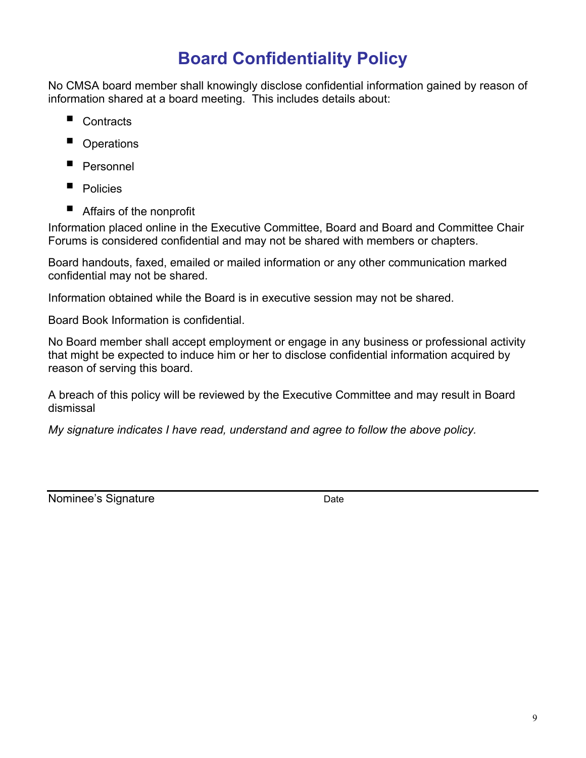# Board Confidentiality Policy

No CMSA board member shall knowingly disclose confidential information gained by reason of information shared at a board meeting. This includes details about:

- Contracts
- Operations
- Personnel
- Policies
- Affairs of the nonprofit

Information placed online in the Executive Committee, Board and Board and Committee Chair Forums is considered confidential and may not be shared with members or chapters.

Board handouts, faxed, emailed or mailed information or any other communication marked confidential may not be shared.

Information obtained while the Board is in executive session may not be shared.

Board Book Information is confidential.

No Board member shall accept employment or engage in any business or professional activity that might be expected to induce him or her to disclose confidential information acquired by reason of serving this board.

A breach of this policy will be reviewed by the Executive Committee and may result in Board dismissal

*My signature indicates I have read, understand and agree to follow the above policy.*

Nominee's Signature                                        Date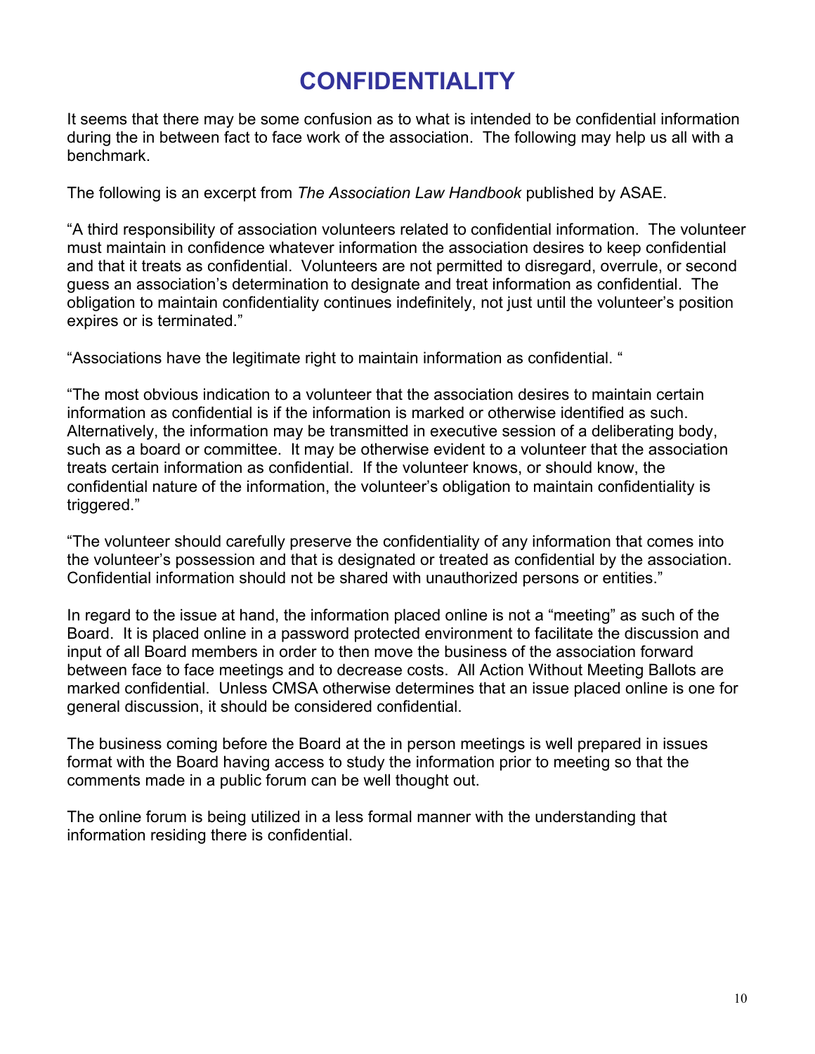# CONFIDENTIALITY

It seems that there may be some confusion as to what is intended to be confidential information during the in between fact to face work of the association. The following may help us all with a benchmark.

The following is an excerpt from *The Association Law Handbook* published by ASAE.

"A third responsibility of association volunteers related to confidential information. The volunteer must maintain in confidence whatever information the association desires to keep confidential and that it treats as confidential. Volunteers are not permitted to disregard, overrule, or second guess an association's determination to designate and treat information as confidential. The obligation to maintain confidentiality continues indefinitely, not just until the volunteer's position expires or is terminated."

"Associations have the legitimate right to maintain information as confidential. "

"The most obvious indication to a volunteer that the association desires to maintain certain information as confidential is if the information is marked or otherwise identified as such. Alternatively, the information may be transmitted in executive session of a deliberating body, such as a board or committee. It may be otherwise evident to a volunteer that the association treats certain information as confidential. If the volunteer knows, or should know, the confidential nature of the information, the volunteer's obligation to maintain confidentiality is triggered."

"The volunteer should carefully preserve the confidentiality of any information that comes into the volunteer's possession and that is designated or treated as confidential by the association. Confidential information should not be shared with unauthorized persons or entities."

In regard to the issue at hand, the information placed online is not a "meeting" as such of the Board. It is placed online in a password protected environment to facilitate the discussion and input of all Board members in order to then move the business of the association forward between face to face meetings and to decrease costs. All Action Without Meeting Ballots are marked confidential. Unless CMSA otherwise determines that an issue placed online is one for general discussion, it should be considered confidential.

The business coming before the Board at the in person meetings is well prepared in issues format with the Board having access to study the information prior to meeting so that the comments made in a public forum can be well thought out.

The online forum is being utilized in a less formal manner with the understanding that information residing there is confidential.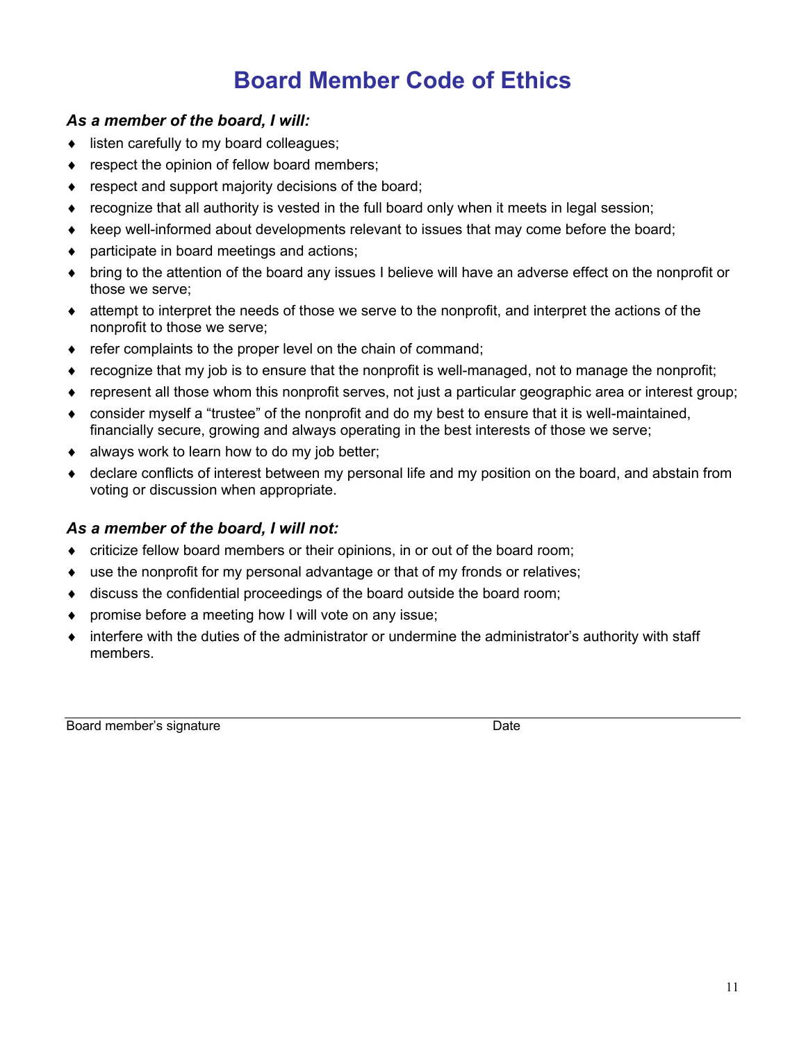# Board Member Code of Ethics

***As a member of the board, I will:***

- listen carefully to my board colleagues;
- respect the opinion of fellow board members;
- respect and support majority decisions of the board;
- recognize that all authority is vested in the full board only when it meets in legal session;
- keep well-informed about developments relevant to issues that may come before the board;
- participate in board meetings and actions;
- bring to the attention of the board any issues I believe will have an adverse effect on the nonprofit or those we serve;
- attempt to interpret the needs of those we serve to the nonprofit, and interpret the actions of the nonprofit to those we serve;
- refer complaints to the proper level on the chain of command;
- recognize that my job is to ensure that the nonprofit is well-managed, not to manage the nonprofit;
- represent all those whom this nonprofit serves, not just a particular geographic area or interest group;
- consider myself a "trustee" of the nonprofit and do my best to ensure that it is well-maintained, financially secure, growing and always operating in the best interests of those we serve;
- always work to learn how to do my job better;
- declare conflicts of interest between my personal life and my position on the board, and abstain from voting or discussion when appropriate.

***As a member of the board, I will not:***

- criticize fellow board members or their opinions, in or out of the board room;
- use the nonprofit for my personal advantage or that of my fronds or relatives;
- discuss the confidential proceedings of the board outside the board room;
- promise before a meeting how I will vote on any issue;
- interfere with the duties of the administrator or undermine the administrator's authority with staff members.

Board member's signature ____________________ Date ____________________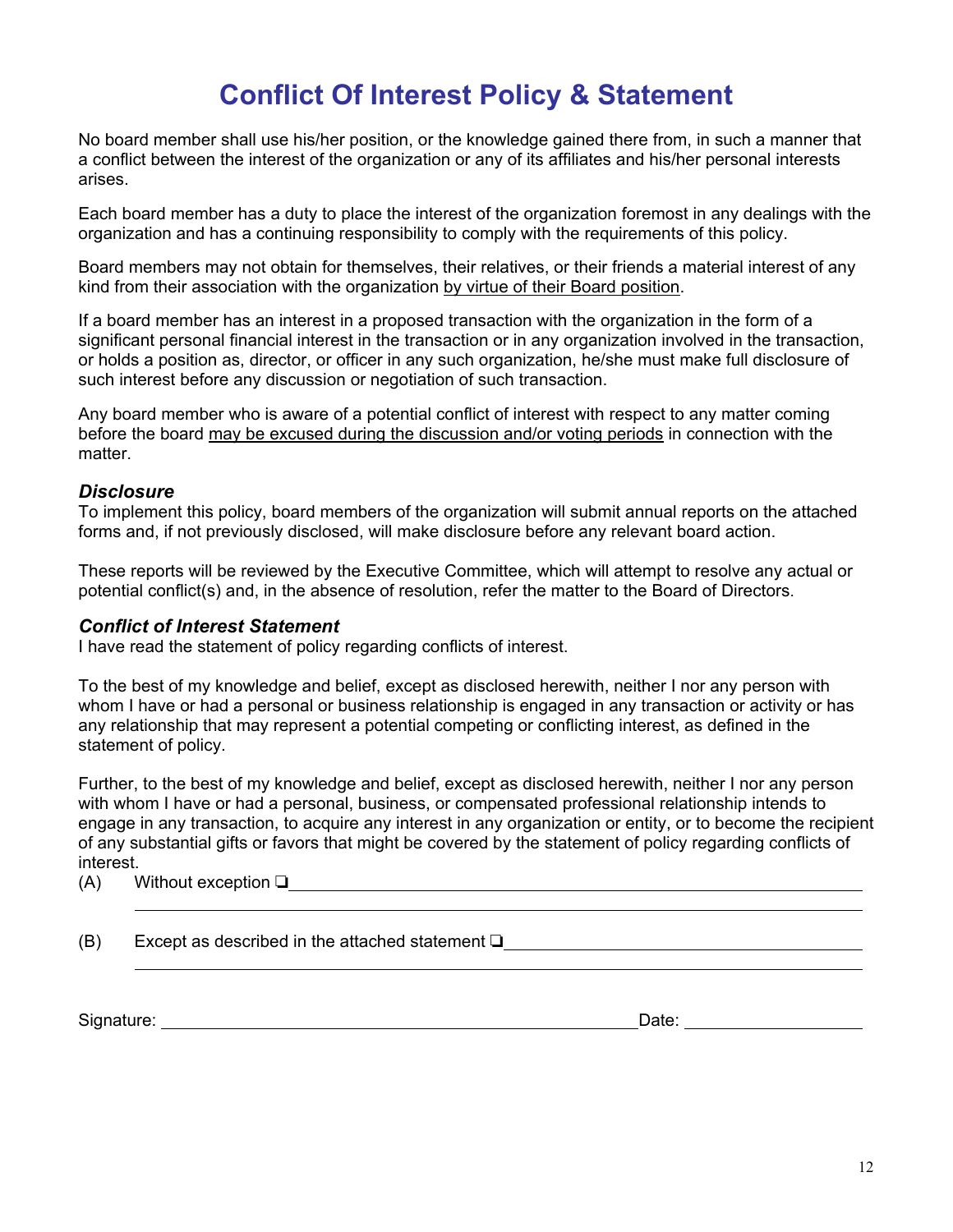# Conflict Of Interest Policy & Statement

No board member shall use his/her position, or the knowledge gained there from, in such a manner that a conflict between the interest of the organization or any of its affiliates and his/her personal interests arises.

Each board member has a duty to place the interest of the organization foremost in any dealings with the organization and has a continuing responsibility to comply with the requirements of this policy.

Board members may not obtain for themselves, their relatives, or their friends a material interest of any kind from their association with the organization <u>by virtue of their Board position</u>.

If a board member has an interest in a proposed transaction with the organization in the form of a significant personal financial interest in the transaction or in any organization involved in the transaction, or holds a position as, director, or officer in any such organization, he/she must make full disclosure of such interest before any discussion or negotiation of such transaction.

Any board member who is aware of a potential conflict of interest with respect to any matter coming before the board <u>may be excused during the discussion and/or voting periods</u> in connection with the matter.

### *Disclosure*

To implement this policy, board members of the organization will submit annual reports on the attached forms and, if not previously disclosed, will make disclosure before any relevant board action.

These reports will be reviewed by the Executive Committee, which will attempt to resolve any actual or potential conflict(s) and, in the absence of resolution, refer the matter to the Board of Directors.

### *Conflict of Interest Statement*

I have read the statement of policy regarding conflicts of interest.

To the best of my knowledge and belief, except as disclosed herewith, neither I nor any person with whom I have or had a personal or business relationship is engaged in any transaction or activity or has any relationship that may represent a potential competing or conflicting interest, as defined in the statement of policy.

Further, to the best of my knowledge and belief, except as disclosed herewith, neither I nor any person with whom I have or had a personal, business, or compensated professional relationship intends to engage in any transaction, to acquire any interest in any organization or entity, or to become the recipient of any substantial gifts or favors that might be covered by the statement of policy regarding conflicts of interest.

(A) Without exception ❑ ________________________________________________

________________________________________________

(B) Except as described in the attached statement ❑ ______________________________

________________________________________________

Signature: ________________________________________ Date: ________________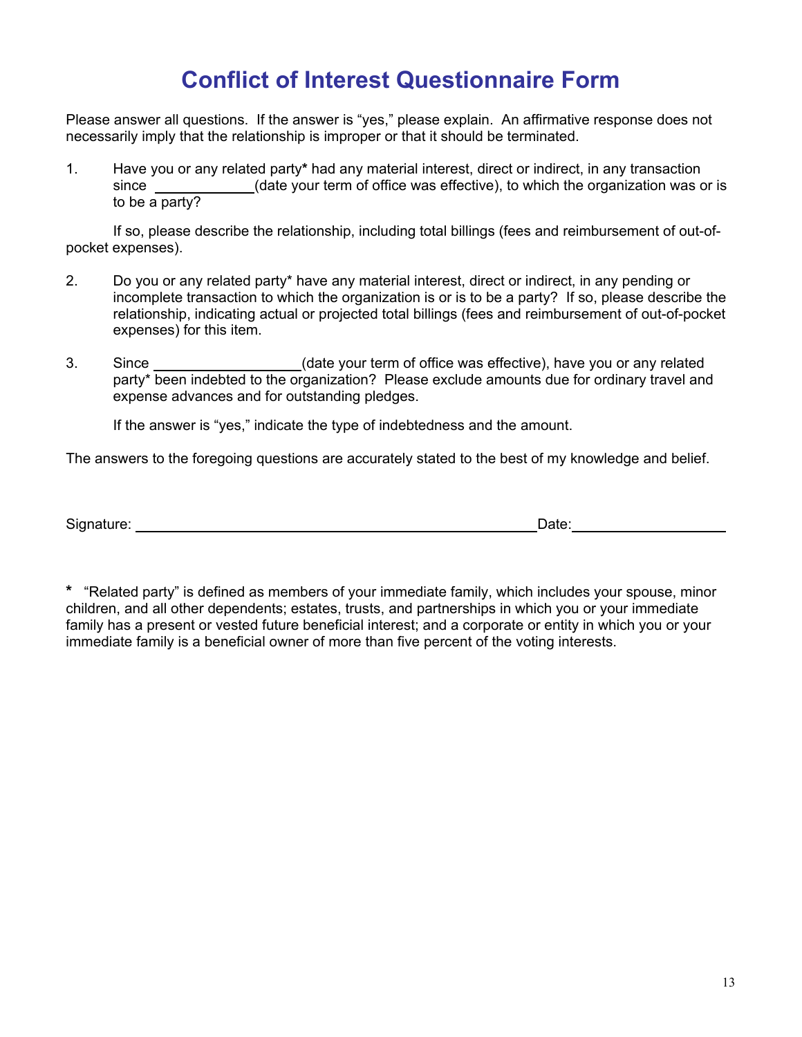# Conflict of Interest Questionnaire Form

Please answer all questions. If the answer is "yes," please explain. An affirmative response does not necessarily imply that the relationship is improper or that it should be terminated.

1. Have you or any related party**\*** had any material interest, direct or indirect, in any transaction since \_\_\_\_\_\_\_\_\_\_\_\_\_(date your term of office was effective), to which the organization was or is to be a party?

   If so, please describe the relationship, including total billings (fees and reimbursement of out-of-pocket expenses).

2. Do you or any related party* have any material interest, direct or indirect, in any pending or incomplete transaction to which the organization is or is to be a party? If so, please describe the relationship, indicating actual or projected total billings (fees and reimbursement of out-of-pocket expenses) for this item.

3. Since \_\_\_\_\_\_\_\_\_\_\_\_\_\_\_\_\_\_\_(date your term of office was effective), have you or any related party* been indebted to the organization? Please exclude amounts due for ordinary travel and expense advances and for outstanding pledges.

   If the answer is "yes," indicate the type of indebtedness and the amount.

The answers to the foregoing questions are accurately stated to the best of my knowledge and belief.

Signature: \_\_\_\_\_\_\_\_\_\_\_\_\_\_\_\_\_\_\_\_\_\_\_\_\_\_\_\_\_\_\_\_\_\_\_\_\_\_\_\_\_\_\_\_\_\_\_\_\_\_\_\_ Date: \_\_\_\_\_\_\_\_\_\_\_\_\_\_\_\_\_\_\_\_

**\*** "Related party" is defined as members of your immediate family, which includes your spouse, minor children, and all other dependents; estates, trusts, and partnerships in which you or your immediate family has a present or vested future beneficial interest; and a corporate or entity in which you or your immediate family is a beneficial owner of more than five percent of the voting interests.